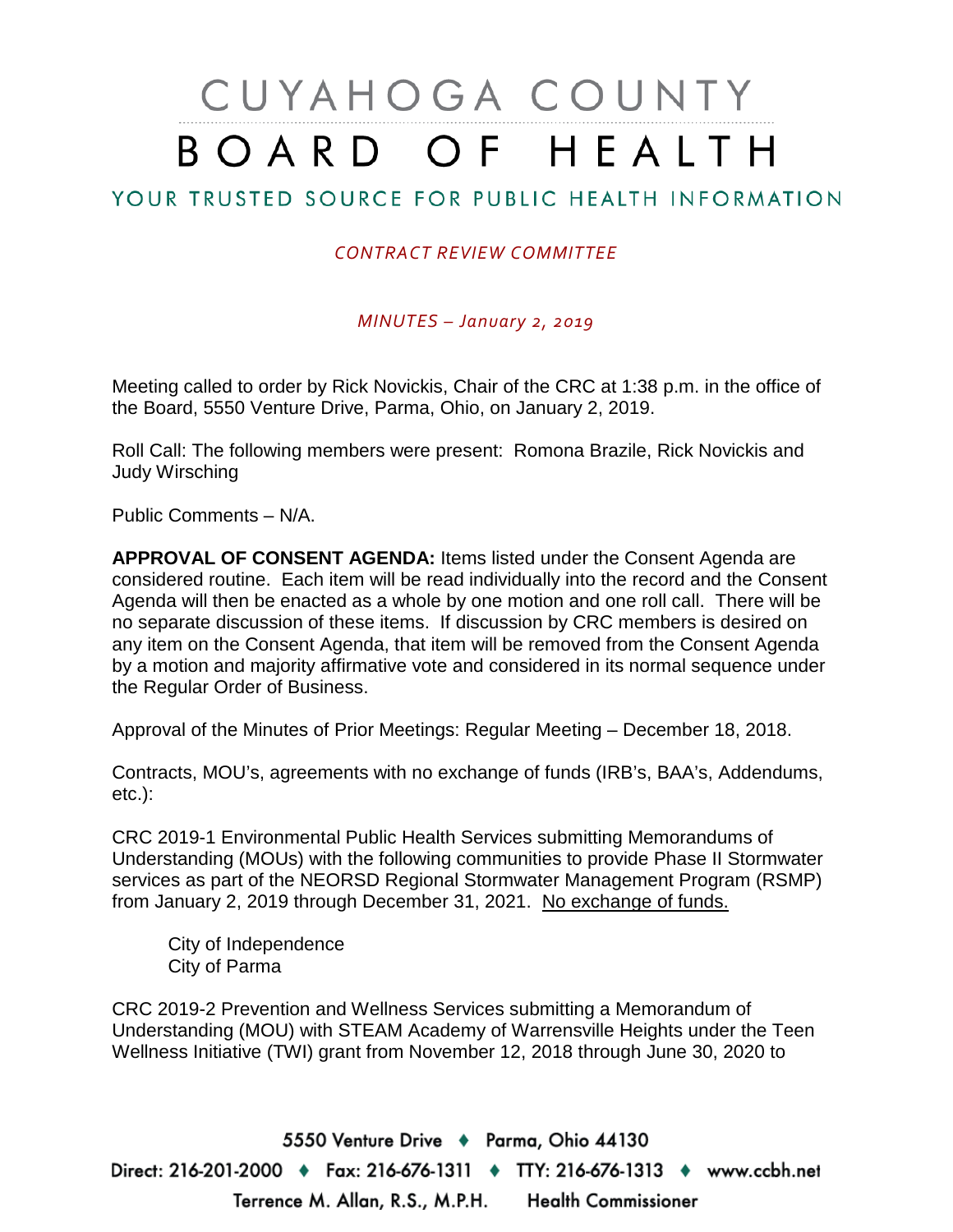# CUYAHOGA COUNTY BOARD OF HEALTH

## YOUR TRUSTED SOURCE FOR PUBLIC HEALTH INFORMATION

*CONTRACT REVIEW COMMITTEE*

*MINUTES – January 2, 2019*

Meeting called to order by Rick Novickis, Chair of the CRC at 1:38 p.m. in the office of the Board, 5550 Venture Drive, Parma, Ohio, on January 2, 2019.

Roll Call: The following members were present: Romona Brazile, Rick Novickis and Judy Wirsching

Public Comments – N/A.

**APPROVAL OF CONSENT AGENDA:** Items listed under the Consent Agenda are considered routine. Each item will be read individually into the record and the Consent Agenda will then be enacted as a whole by one motion and one roll call. There will be no separate discussion of these items. If discussion by CRC members is desired on any item on the Consent Agenda, that item will be removed from the Consent Agenda by a motion and majority affirmative vote and considered in its normal sequence under the Regular Order of Business.

Approval of the Minutes of Prior Meetings: Regular Meeting – December 18, 2018.

Contracts, MOU's, agreements with no exchange of funds (IRB's, BAA's, Addendums, etc.):

CRC 2019-1 Environmental Public Health Services submitting Memorandums of Understanding (MOUs) with the following communities to provide Phase II Stormwater services as part of the NEORSD Regional Stormwater Management Program (RSMP) from January 2, 2019 through December 31, 2021. No exchange of funds.

City of Independence
City of Parma

CRC 2019-2 Prevention and Wellness Services submitting a Memorandum of Understanding (MOU) with STEAM Academy of Warrensville Heights under the Teen Wellness Initiative (TWI) grant from November 12, 2018 through June 30, 2020 to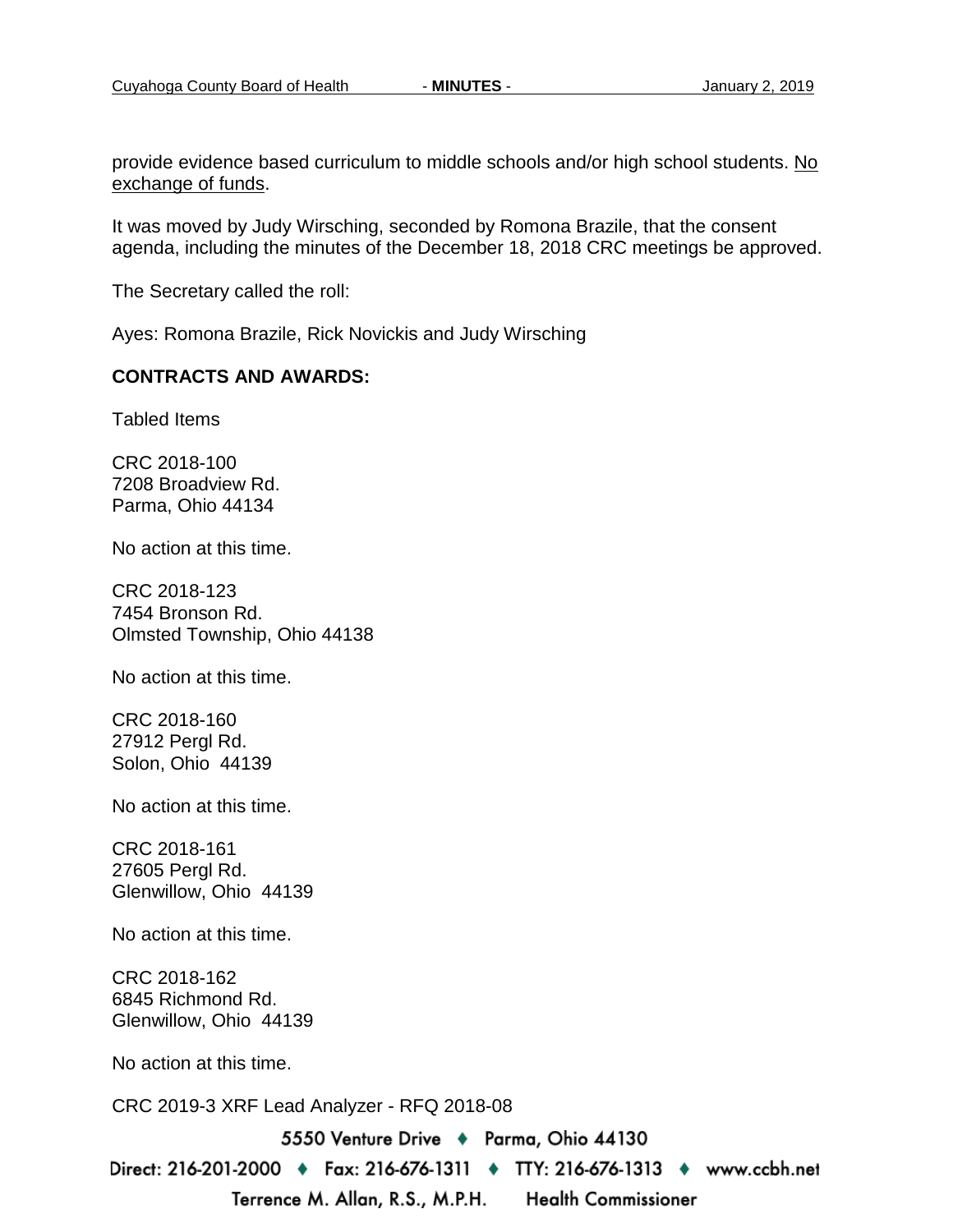provide evidence based curriculum to middle schools and/or high school students. <u>No exchange of funds</u>.

It was moved by Judy Wirsching, seconded by Romona Brazile, that the consent agenda, including the minutes of the December 18, 2018 CRC meetings be approved.

The Secretary called the roll:

Ayes: Romona Brazile, Rick Novickis and Judy Wirsching

**CONTRACTS AND AWARDS:**

Tabled Items

CRC 2018-100
7208 Broadview Rd.
Parma, Ohio 44134

No action at this time.

CRC 2018-123
7454 Bronson Rd.
Olmsted Township, Ohio 44138

No action at this time.

CRC 2018-160
27912 Pergl Rd.
Solon, Ohio 44139

No action at this time.

CRC 2018-161
27605 Pergl Rd.
Glenwillow, Ohio 44139

No action at this time.

CRC 2018-162
6845 Richmond Rd.
Glenwillow, Ohio 44139

No action at this time.

CRC 2019-3 XRF Lead Analyzer - RFQ 2018-08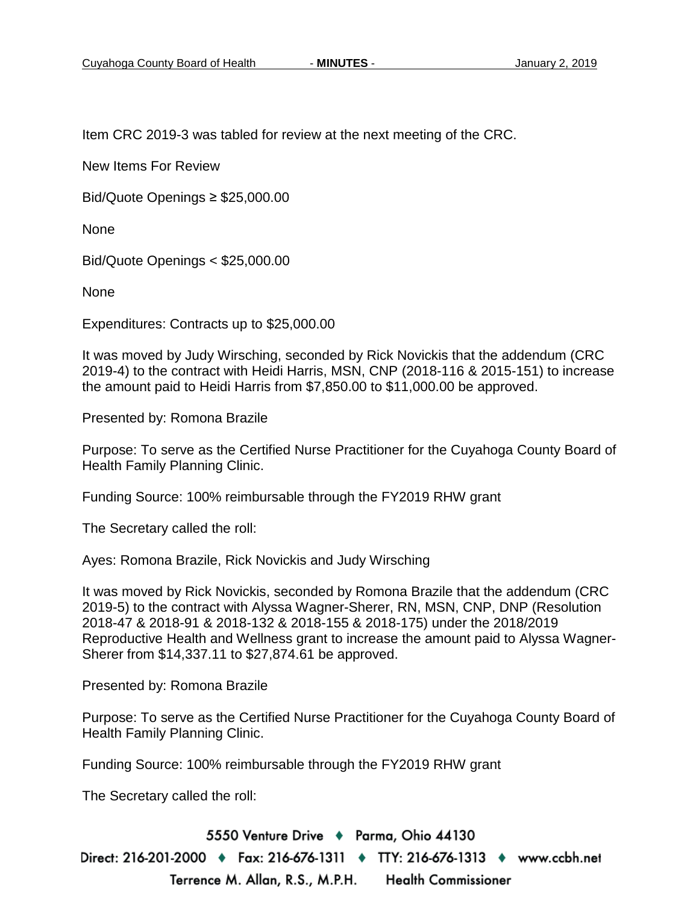Item CRC 2019-3 was tabled for review at the next meeting of the CRC.

New Items For Review

Bid/Quote Openings ≥ $25,000.00

None

Bid/Quote Openings < $25,000.00

None

Expenditures: Contracts up to $25,000.00

It was moved by Judy Wirsching, seconded by Rick Novickis that the addendum (CRC 2019-4) to the contract with Heidi Harris, MSN, CNP (2018-116 & 2015-151) to increase the amount paid to Heidi Harris from $7,850.00 to $11,000.00 be approved.

Presented by: Romona Brazile

Purpose: To serve as the Certified Nurse Practitioner for the Cuyahoga County Board of Health Family Planning Clinic.

Funding Source: 100% reimbursable through the FY2019 RHW grant

The Secretary called the roll:

Ayes: Romona Brazile, Rick Novickis and Judy Wirsching

It was moved by Rick Novickis, seconded by Romona Brazile that the addendum (CRC 2019-5) to the contract with Alyssa Wagner-Sherer, RN, MSN, CNP, DNP (Resolution 2018-47 & 2018-91 & 2018-132 & 2018-155 & 2018-175) under the 2018/2019 Reproductive Health and Wellness grant to increase the amount paid to Alyssa Wagner-Sherer from $14,337.11 to $27,874.61 be approved.

Presented by: Romona Brazile

Purpose: To serve as the Certified Nurse Practitioner for the Cuyahoga County Board of Health Family Planning Clinic.

Funding Source: 100% reimbursable through the FY2019 RHW grant

The Secretary called the roll: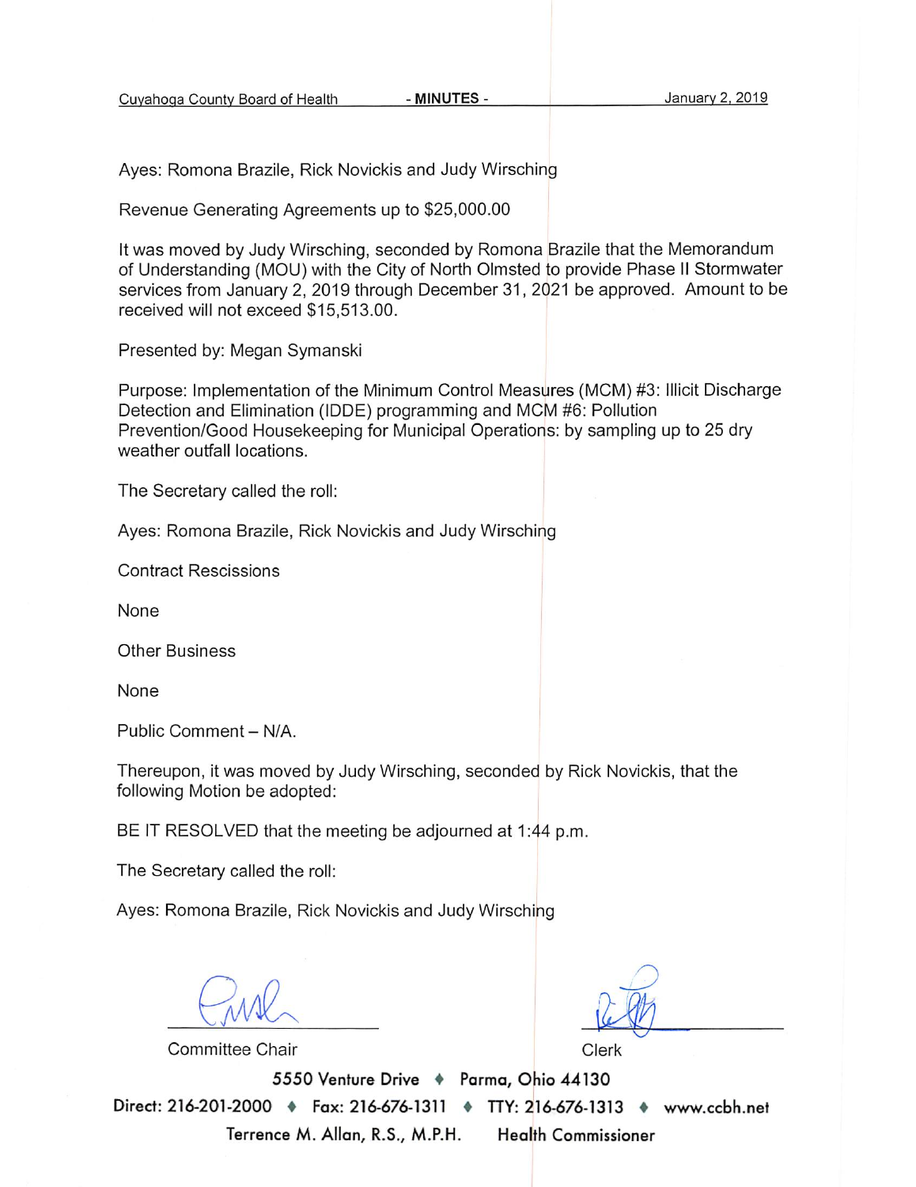Ayes: Romona Brazile, Rick Novickis and Judy Wirsching

Revenue Generating Agreements up to $25,000.00

It was moved by Judy Wirsching, seconded by Romona Brazile that the Memorandum of Understanding (MOU) with the City of North Olmsted to provide Phase II Stormwater services from January 2, 2019 through December 31, 2021 be approved. Amount to be received will not exceed $15,513.00.

Presented by: Megan Symanski

Purpose: Implementation of the Minimum Control Measures (MCM) #3: Illicit Discharge Detection and Elimination (IDDE) programming and MCM #6: Pollution Prevention/Good Housekeeping for Municipal Operations: by sampling up to 25 dry weather outfall locations.

The Secretary called the roll:

Ayes: Romona Brazile, Rick Novickis and Judy Wirsching

Contract Rescissions

None

Other Business

None

Public Comment – N/A.

Thereupon, it was moved by Judy Wirsching, seconded by Rick Novickis, that the following Motion be adopted:

BE IT RESOLVED that the meeting be adjourned at 1:44 p.m.

The Secretary called the roll:

Ayes: Romona Brazile, Rick Novickis and Judy Wirsching

Committee Chair

Clerk

5550 Venture Drive ♦ Parma, Ohio 44130

Direct: 216-201-2000 ♦ Fax: 216-676-1311 ♦ TTY: 216-676-1313 ♦ www.ccbh.net

Terrence M. Allan, R.S., M.P.H. Health Commissioner